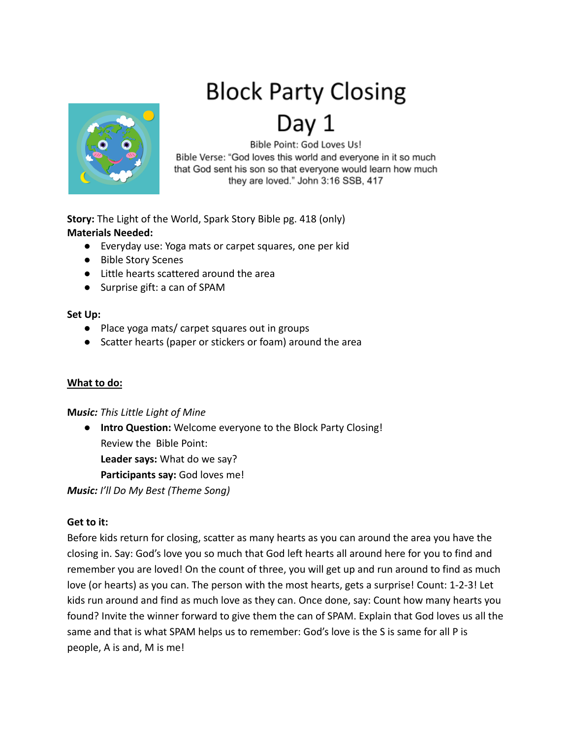# Block Party Closing

# Day 1

Bible Point: God Loves Us!

Bible Verse: "God loves this world and everyone in it so much that God sent his son so that everyone would learn how much they are loved." John 3:16 SSB, 417

**Story:** The Light of the World, Spark Story Bible pg. 418 (only)

**Materials Needed:**

- Everyday use: Yoga mats or carpet squares, one per kid
- Bible Story Scenes
- Little hearts scattered around the area
- Surprise gift: a can of SPAM

**Set Up:**

- Place yoga mats/ carpet squares out in groups
- Scatter hearts (paper or stickers or foam) around the area

**What to do:**

***Music:*** *This Little Light of Mine*

- **Intro Question:** Welcome everyone to the Block Party Closing!
  Review the Bible Point:
  **Leader says:** What do we say?
  **Participants say:** God loves me!

***Music:*** *I'll Do My Best (Theme Song)*

**Get to it:**

Before kids return for closing, scatter as many hearts as you can around the area you have the closing in. Say: God's love you so much that God left hearts all around here for you to find and remember you are loved! On the count of three, you will get up and run around to find as much love (or hearts) as you can. The person with the most hearts, gets a surprise! Count: 1-2-3! Let kids run around and find as much love as they can. Once done, say: Count how many hearts you found? Invite the winner forward to give them the can of SPAM. Explain that God loves us all the same and that is what SPAM helps us to remember: God's love is the S is same for all P is people, A is and, M is me!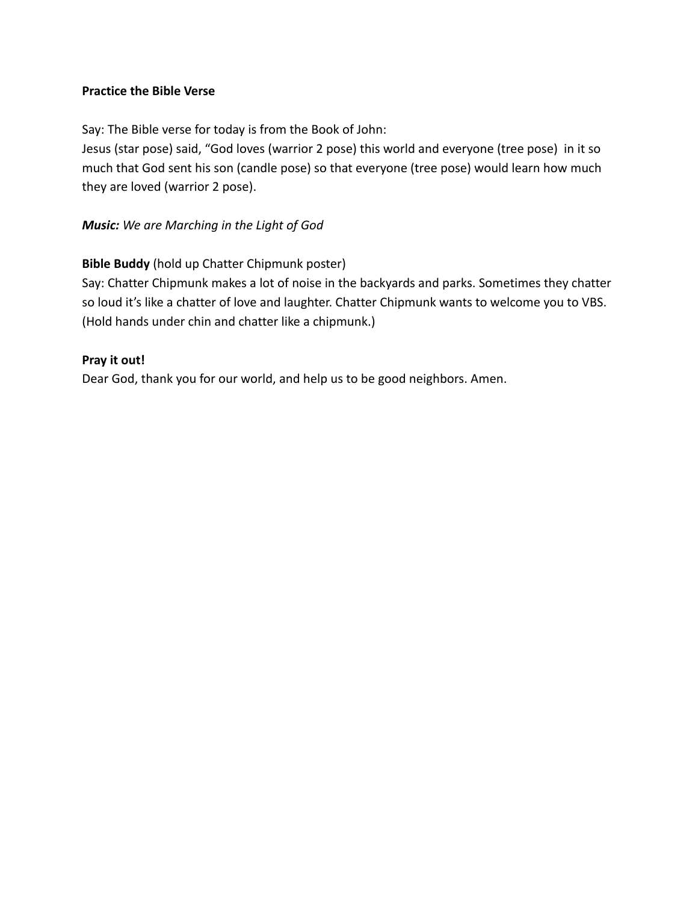**Practice the Bible Verse**

Say: The Bible verse for today is from the Book of John:
Jesus (star pose) said, "God loves (warrior 2 pose) this world and everyone (tree pose) in it so much that God sent his son (candle pose) so that everyone (tree pose) would learn how much they are loved (warrior 2 pose).

***Music:*** *We are Marching in the Light of God*

**Bible Buddy** (hold up Chatter Chipmunk poster)
Say: Chatter Chipmunk makes a lot of noise in the backyards and parks. Sometimes they chatter so loud it's like a chatter of love and laughter. Chatter Chipmunk wants to welcome you to VBS. (Hold hands under chin and chatter like a chipmunk.)

**Pray it out!**
Dear God, thank you for our world, and help us to be good neighbors. Amen.